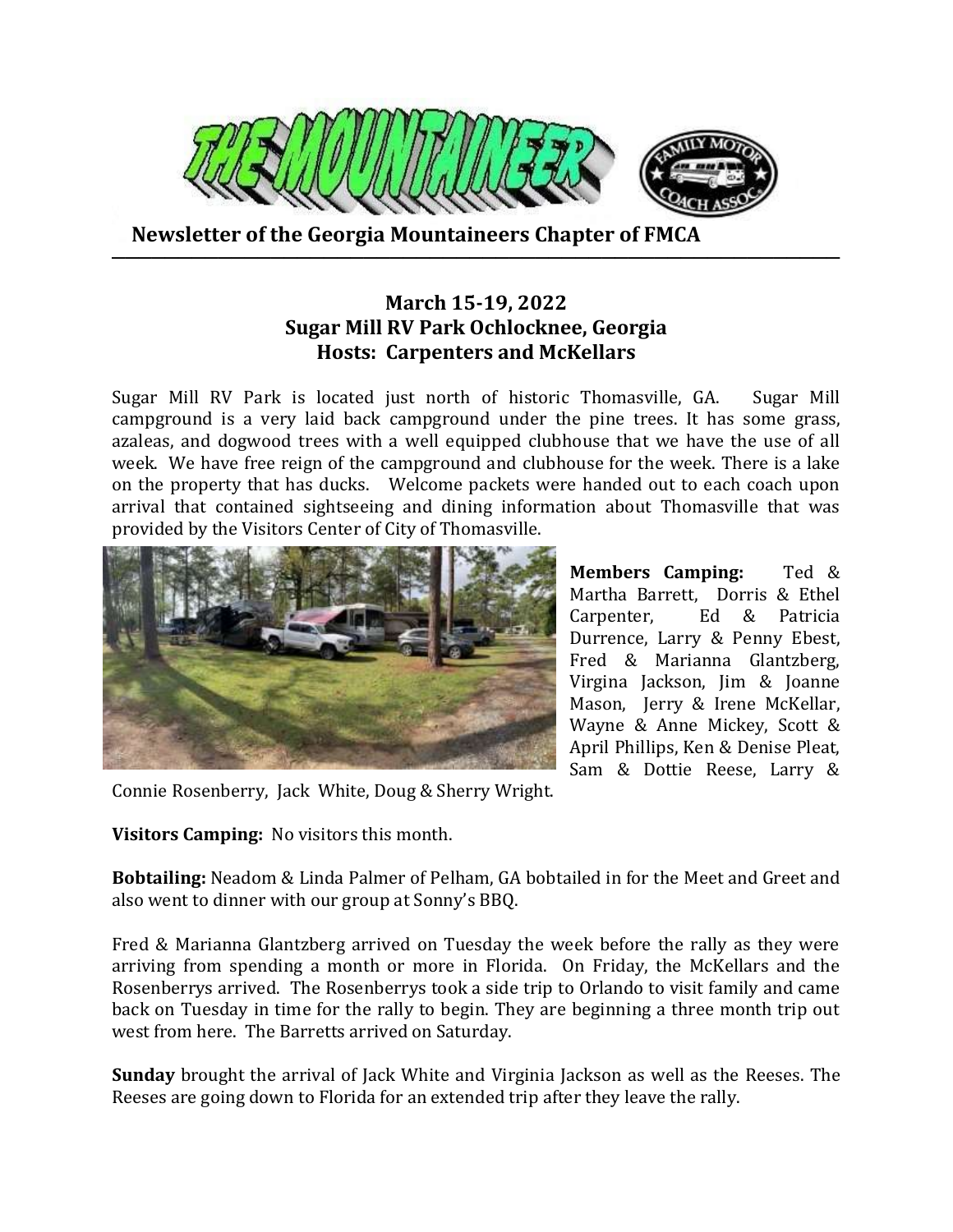# THE MOUNTAINEER

## Newsletter of the Georgia Mountaineers Chapter of FMCA

### March 15-19, 2022
### Sugar Mill RV Park Ochlocknee, Georgia
### Hosts: Carpenters and McKellars

Sugar Mill RV Park is located just north of historic Thomasville, GA. Sugar Mill campground is a very laid back campground under the pine trees. It has some grass, azaleas, and dogwood trees with a well equipped clubhouse that we have the use of all week. We have free reign of the campground and clubhouse for the week. There is a lake on the property that has ducks. Welcome packets were handed out to each coach upon arrival that contained sightseeing and dining information about Thomasville that was provided by the Visitors Center of City of Thomasville.

**Members Camping:** Ted & Martha Barrett, Dorris & Ethel Carpenter, Ed & Patricia Durrence, Larry & Penny Ebest, Fred & Marianna Glantzberg, Virgina Jackson, Jim & Joanne Mason, Jerry & Irene McKellar, Wayne & Anne Mickey, Scott & April Phillips, Ken & Denise Pleat, Sam & Dottie Reese, Larry & Connie Rosenberry, Jack White, Doug & Sherry Wright.

**Visitors Camping:** No visitors this month.

**Bobtailing:** Neadom & Linda Palmer of Pelham, GA bobtailed in for the Meet and Greet and also went to dinner with our group at Sonny's BBQ.

Fred & Marianna Glantzberg arrived on Tuesday the week before the rally as they were arriving from spending a month or more in Florida. On Friday, the McKellars and the Rosenberrys arrived. The Rosenberrys took a side trip to Orlando to visit family and came back on Tuesday in time for the rally to begin. They are beginning a three month trip out west from here. The Barretts arrived on Saturday.

**Sunday** brought the arrival of Jack White and Virginia Jackson as well as the Reeses. The Reeses are going down to Florida for an extended trip after they leave the rally.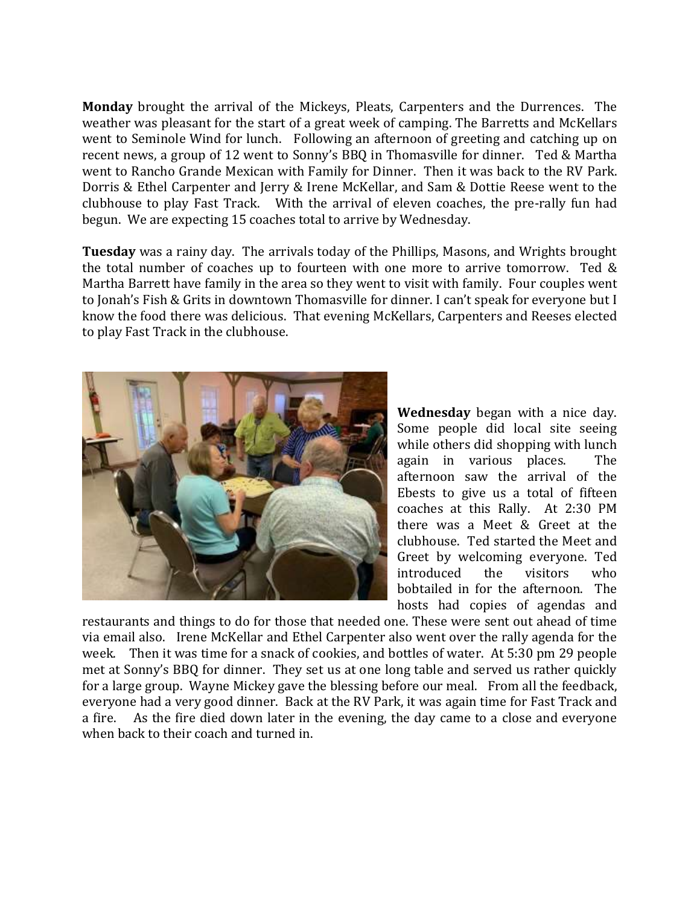**Monday** brought the arrival of the Mickeys, Pleats, Carpenters and the Durrences. The weather was pleasant for the start of a great week of camping. The Barretts and McKellars went to Seminole Wind for lunch. Following an afternoon of greeting and catching up on recent news, a group of 12 went to Sonny's BBQ in Thomasville for dinner. Ted & Martha went to Rancho Grande Mexican with Family for Dinner. Then it was back to the RV Park. Dorris & Ethel Carpenter and Jerry & Irene McKellar, and Sam & Dottie Reese went to the clubhouse to play Fast Track. With the arrival of eleven coaches, the pre-rally fun had begun. We are expecting 15 coaches total to arrive by Wednesday.

**Tuesday** was a rainy day. The arrivals today of the Phillips, Masons, and Wrights brought the total number of coaches up to fourteen with one more to arrive tomorrow. Ted & Martha Barrett have family in the area so they went to visit with family. Four couples went to Jonah's Fish & Grits in downtown Thomasville for dinner. I can't speak for everyone but I know the food there was delicious. That evening McKellars, Carpenters and Reeses elected to play Fast Track in the clubhouse.

**Wednesday** began with a nice day. Some people did local site seeing while others did shopping with lunch again in various places. The afternoon saw the arrival of the Ebests to give us a total of fifteen coaches at this Rally. At 2:30 PM there was a Meet & Greet at the clubhouse. Ted started the Meet and Greet by welcoming everyone. Ted introduced the visitors who bobtailed in for the afternoon. The hosts had copies of agendas and restaurants and things to do for those that needed one. These were sent out ahead of time via email also. Irene McKellar and Ethel Carpenter also went over the rally agenda for the week. Then it was time for a snack of cookies, and bottles of water. At 5:30 pm 29 people met at Sonny's BBQ for dinner. They set us at one long table and served us rather quickly for a large group. Wayne Mickey gave the blessing before our meal. From all the feedback, everyone had a very good dinner. Back at the RV Park, it was again time for Fast Track and a fire. As the fire died down later in the evening, the day came to a close and everyone when back to their coach and turned in.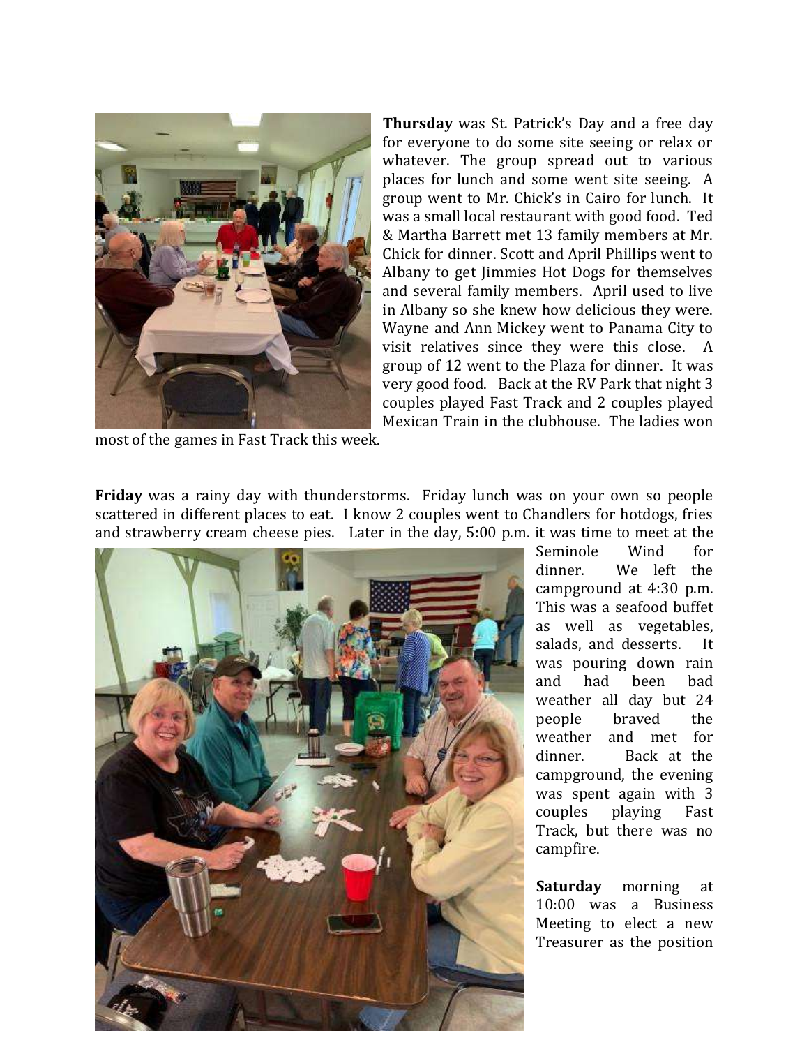**Thursday** was St. Patrick's Day and a free day for everyone to do some site seeing or relax or whatever. The group spread out to various places for lunch and some went site seeing. A group went to Mr. Chick's in Cairo for lunch. It was a small local restaurant with good food. Ted & Martha Barrett met 13 family members at Mr. Chick for dinner. Scott and April Phillips went to Albany to get Jimmies Hot Dogs for themselves and several family members. April used to live in Albany so she knew how delicious they were. Wayne and Ann Mickey went to Panama City to visit relatives since they were this close. A group of 12 went to the Plaza for dinner. It was very good food. Back at the RV Park that night 3 couples played Fast Track and 2 couples played Mexican Train in the clubhouse. The ladies won most of the games in Fast Track this week.

**Friday** was a rainy day with thunderstorms. Friday lunch was on your own so people scattered in different places to eat. I know 2 couples went to Chandlers for hotdogs, fries and strawberry cream cheese pies. Later in the day, 5:00 p.m. it was time to meet at the Seminole Wind for dinner. We left the campground at 4:30 p.m. This was a seafood buffet as well as vegetables, salads, and desserts. It was pouring down rain and had been bad weather all day but 24 people braved the weather and met for dinner. Back at the campground, the evening was spent again with 3 couples playing Fast Track, but there was no campfire.

**Saturday** morning at 10:00 was a Business Meeting to elect a new Treasurer as the position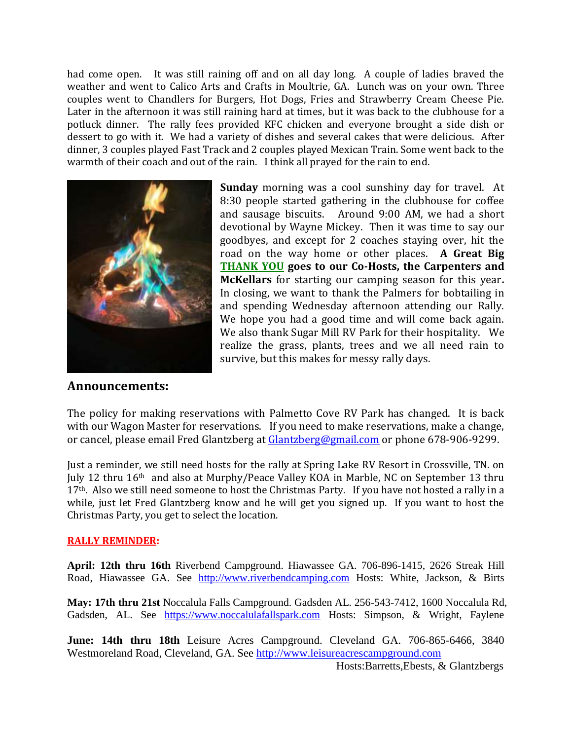had come open. It was still raining off and on all day long. A couple of ladies braved the weather and went to Calico Arts and Crafts in Moultrie, GA. Lunch was on your own. Three couples went to Chandlers for Burgers, Hot Dogs, Fries and Strawberry Cream Cheese Pie. Later in the afternoon it was still raining hard at times, but it was back to the clubhouse for a potluck dinner. The rally fees provided KFC chicken and everyone brought a side dish or dessert to go with it. We had a variety of dishes and several cakes that were delicious. After dinner, 3 couples played Fast Track and 2 couples played Mexican Train. Some went back to the warmth of their coach and out of the rain. I think all prayed for the rain to end.

**Sunday** morning was a cool sunshiny day for travel. At 8:30 people started gathering in the clubhouse for coffee and sausage biscuits. Around 9:00 AM, we had a short devotional by Wayne Mickey. Then it was time to say our goodbyes, and except for 2 coaches staying over, hit the road on the way home or other places. **A Great Big THANK YOU goes to our Co-Hosts, the Carpenters and McKellars** for starting our camping season for this year**.** In closing, we want to thank the Palmers for bobtailing in and spending Wednesday afternoon attending our Rally. We hope you had a good time and will come back again. We also thank Sugar Mill RV Park for their hospitality. We realize the grass, plants, trees and we all need rain to survive, but this makes for messy rally days.

## Announcements:

The policy for making reservations with Palmetto Cove RV Park has changed. It is back with our Wagon Master for reservations. If you need to make reservations, make a change, or cancel, please email Fred Glantzberg at Glantzberg@gmail.com or phone 678-906-9299.

Just a reminder, we still need hosts for the rally at Spring Lake RV Resort in Crossville, TN. on July 12 thru 16th and also at Murphy/Peace Valley KOA in Marble, NC on September 13 thru 17th. Also we still need someone to host the Christmas Party. If you have not hosted a rally in a while, just let Fred Glantzberg know and he will get you signed up. If you want to host the Christmas Party, you get to select the location.

**RALLY REMINDER:**

**April: 12th thru 16th** Riverbend Campground. Hiawassee GA. 706-896-1415, 2626 Streak Hill Road, Hiawassee GA. See http://www.riverbendcamping.com Hosts: White, Jackson, & Birts

**May: 17th thru 21st** Noccalula Falls Campground. Gadsden AL. 256-543-7412, 1600 Noccalula Rd, Gadsden, AL. See https://www.noccalulafallspark.com Hosts: Simpson, & Wright, Faylene

**June: 14th thru 18th** Leisure Acres Campground. Cleveland GA. 706-865-6466, 3840 Westmoreland Road, Cleveland, GA. See http://www.leisureacrescampground.com Hosts:Barretts,Ebests, & Glantzbergs